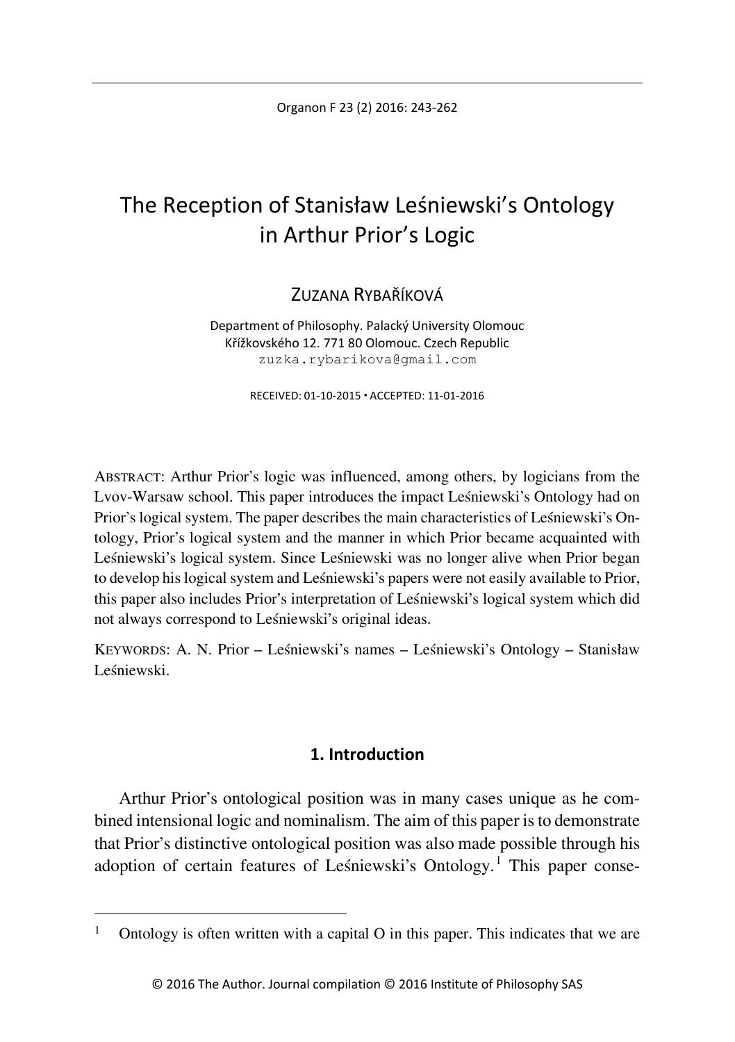# The Reception of Stanisław Leśniewski's Ontology in Arthur Prior's Logic

ZUZANA RYBAŘÍKOVÁ

Department of Philosophy. Palacký University Olomouc
Křížkovského 12. 771 80 Olomouc. Czech Republic
zuzka.rybarikova@gmail.com

RECEIVED: 01-10-2015 ▪ ACCEPTED: 11-01-2016

ABSTRACT: Arthur Prior's logic was influenced, among others, by logicians from the Lvov-Warsaw school. This paper introduces the impact Leśniewski's Ontology had on Prior's logical system. The paper describes the main characteristics of Leśniewski's Ontology, Prior's logical system and the manner in which Prior became acquainted with Leśniewski's logical system. Since Leśniewski was no longer alive when Prior began to develop his logical system and Leśniewski's papers were not easily available to Prior, this paper also includes Prior's interpretation of Leśniewski's logical system which did not always correspond to Leśniewski's original ideas.

KEYWORDS: A. N. Prior – Leśniewski's names – Leśniewski's Ontology – Stanisław Leśniewski.

## 1. Introduction

Arthur Prior's ontological position was in many cases unique as he combined intensional logic and nominalism. The aim of this paper is to demonstrate that Prior's distinctive ontological position was also made possible through his adoption of certain features of Leśniewski's Ontology.[1] This paper conse-

[1] Ontology is often written with a capital O in this paper. This indicates that we are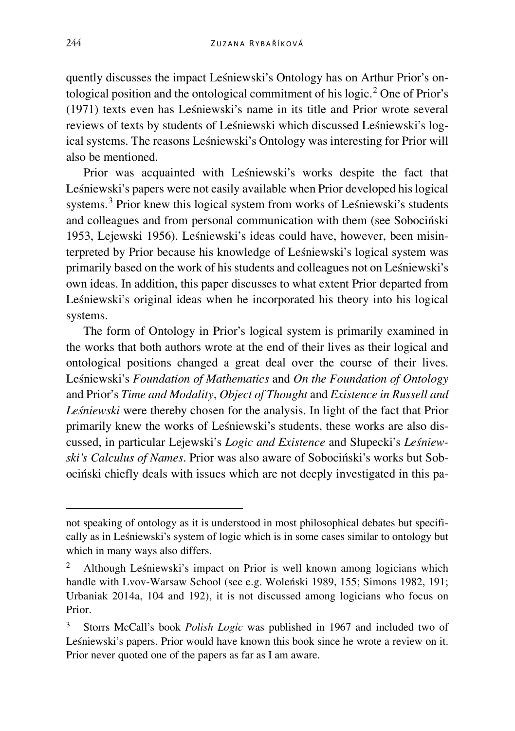quently discusses the impact Leśniewski's Ontology has on Arthur Prior's ontological position and the ontological commitment of his logic.[2] One of Prior's (1971) texts even has Leśniewski's name in its title and Prior wrote several reviews of texts by students of Leśniewski which discussed Leśniewski's logical systems. The reasons Leśniewski's Ontology was interesting for Prior will also be mentioned.

Prior was acquainted with Leśniewski's works despite the fact that Leśniewski's papers were not easily available when Prior developed his logical systems.[3] Prior knew this logical system from works of Leśniewski's students and colleagues and from personal communication with them (see Sobociński 1953, Lejewski 1956). Leśniewski's ideas could have, however, been misinterpreted by Prior because his knowledge of Leśniewski's logical system was primarily based on the work of his students and colleagues not on Leśniewski's own ideas. In addition, this paper discusses to what extent Prior departed from Leśniewski's original ideas when he incorporated his theory into his logical systems.

The form of Ontology in Prior's logical system is primarily examined in the works that both authors wrote at the end of their lives as their logical and ontological positions changed a great deal over the course of their lives. Leśniewski's *Foundation of Mathematics* and *On the Foundation of Ontology* and Prior's *Time and Modality*, *Object of Thought* and *Existence in Russell and Leśniewski* were thereby chosen for the analysis. In light of the fact that Prior primarily knew the works of Leśniewski's students, these works are also discussed, in particular Lejewski's *Logic and Existence* and Słupecki's *Leśniewski's Calculus of Names*. Prior was also aware of Sobociński's works but Sobociński chiefly deals with issues which are not deeply investigated in this pa-

---

not speaking of ontology as it is understood in most philosophical debates but specifically as in Leśniewski's system of logic which is in some cases similar to ontology but which in many ways also differs.

[2] Although Leśniewski's impact on Prior is well known among logicians which handle with Lvov-Warsaw School (see e.g. Woleński 1989, 155; Simons 1982, 191; Urbaniak 2014a, 104 and 192), it is not discussed among logicians who focus on Prior.

[3] Storrs McCall's book *Polish Logic* was published in 1967 and included two of Leśniewski's papers. Prior would have known this book since he wrote a review on it. Prior never quoted one of the papers as far as I am aware.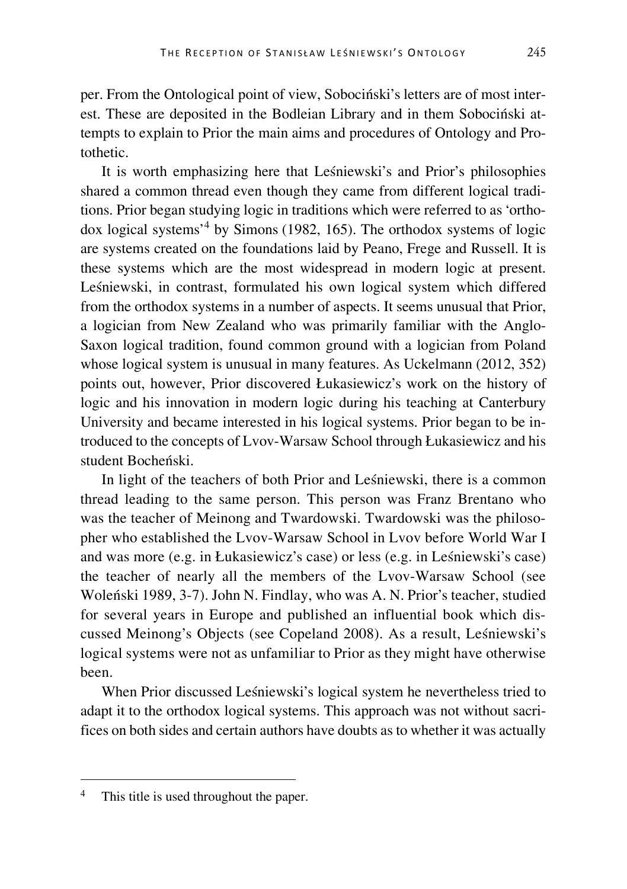per. From the Ontological point of view, Sobociński's letters are of most interest. These are deposited in the Bodleian Library and in them Sobociński attempts to explain to Prior the main aims and procedures of Ontology and Protothetic.

It is worth emphasizing here that Leśniewski's and Prior's philosophies shared a common thread even though they came from different logical traditions. Prior began studying logic in traditions which were referred to as 'orthodox logical systems'[4] by Simons (1982, 165). The orthodox systems of logic are systems created on the foundations laid by Peano, Frege and Russell. It is these systems which are the most widespread in modern logic at present. Leśniewski, in contrast, formulated his own logical system which differed from the orthodox systems in a number of aspects. It seems unusual that Prior, a logician from New Zealand who was primarily familiar with the Anglo-Saxon logical tradition, found common ground with a logician from Poland whose logical system is unusual in many features. As Uckelmann (2012, 352) points out, however, Prior discovered Łukasiewicz's work on the history of logic and his innovation in modern logic during his teaching at Canterbury University and became interested in his logical systems. Prior began to be introduced to the concepts of Lvov-Warsaw School through Łukasiewicz and his student Bocheński.

In light of the teachers of both Prior and Leśniewski, there is a common thread leading to the same person. This person was Franz Brentano who was the teacher of Meinong and Twardowski. Twardowski was the philosopher who established the Lvov-Warsaw School in Lvov before World War I and was more (e.g. in Łukasiewicz's case) or less (e.g. in Leśniewski's case) the teacher of nearly all the members of the Lvov-Warsaw School (see Woleński 1989, 3-7). John N. Findlay, who was A. N. Prior's teacher, studied for several years in Europe and published an influential book which discussed Meinong's Objects (see Copeland 2008). As a result, Leśniewski's logical systems were not as unfamiliar to Prior as they might have otherwise been.

When Prior discussed Leśniewski's logical system he nevertheless tried to adapt it to the orthodox logical systems. This approach was not without sacrifices on both sides and certain authors have doubts as to whether it was actually

---

[4] This title is used throughout the paper.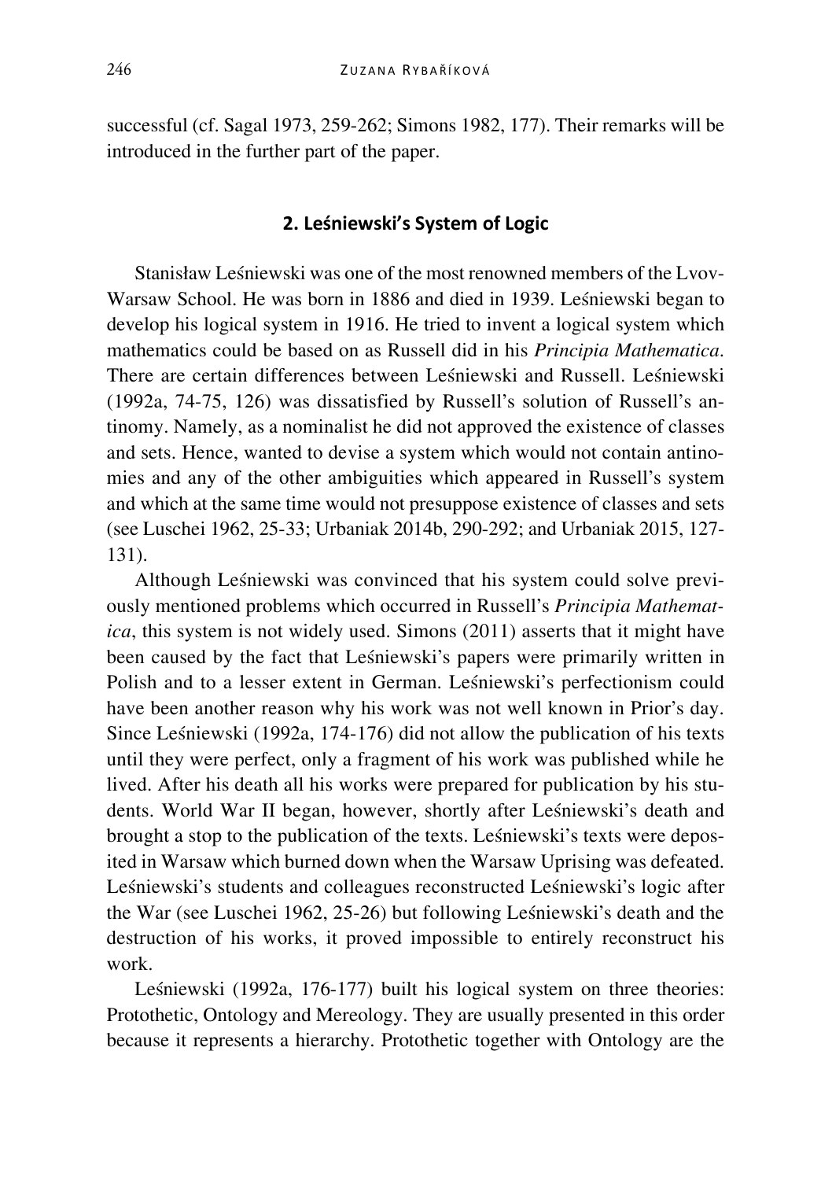successful (cf. Sagal 1973, 259-262; Simons 1982, 177). Their remarks will be introduced in the further part of the paper.

## 2. Leśniewski's System of Logic

Stanisław Leśniewski was one of the most renowned members of the Lvov-Warsaw School. He was born in 1886 and died in 1939. Leśniewski began to develop his logical system in 1916. He tried to invent a logical system which mathematics could be based on as Russell did in his *Principia Mathematica*. There are certain differences between Leśniewski and Russell. Leśniewski (1992a, 74-75, 126) was dissatisfied by Russell's solution of Russell's antinomy. Namely, as a nominalist he did not approved the existence of classes and sets. Hence, wanted to devise a system which would not contain antinomies and any of the other ambiguities which appeared in Russell's system and which at the same time would not presuppose existence of classes and sets (see Luschei 1962, 25-33; Urbaniak 2014b, 290-292; and Urbaniak 2015, 127-131).

Although Leśniewski was convinced that his system could solve previously mentioned problems which occurred in Russell's *Principia Mathematica*, this system is not widely used. Simons (2011) asserts that it might have been caused by the fact that Leśniewski's papers were primarily written in Polish and to a lesser extent in German. Leśniewski's perfectionism could have been another reason why his work was not well known in Prior's day. Since Leśniewski (1992a, 174-176) did not allow the publication of his texts until they were perfect, only a fragment of his work was published while he lived. After his death all his works were prepared for publication by his students. World War II began, however, shortly after Leśniewski's death and brought a stop to the publication of the texts. Leśniewski's texts were deposited in Warsaw which burned down when the Warsaw Uprising was defeated. Leśniewski's students and colleagues reconstructed Leśniewski's logic after the War (see Luschei 1962, 25-26) but following Leśniewski's death and the destruction of his works, it proved impossible to entirely reconstruct his work.

Leśniewski (1992a, 176-177) built his logical system on three theories: Protothetic, Ontology and Mereology. They are usually presented in this order because it represents a hierarchy. Protothetic together with Ontology are the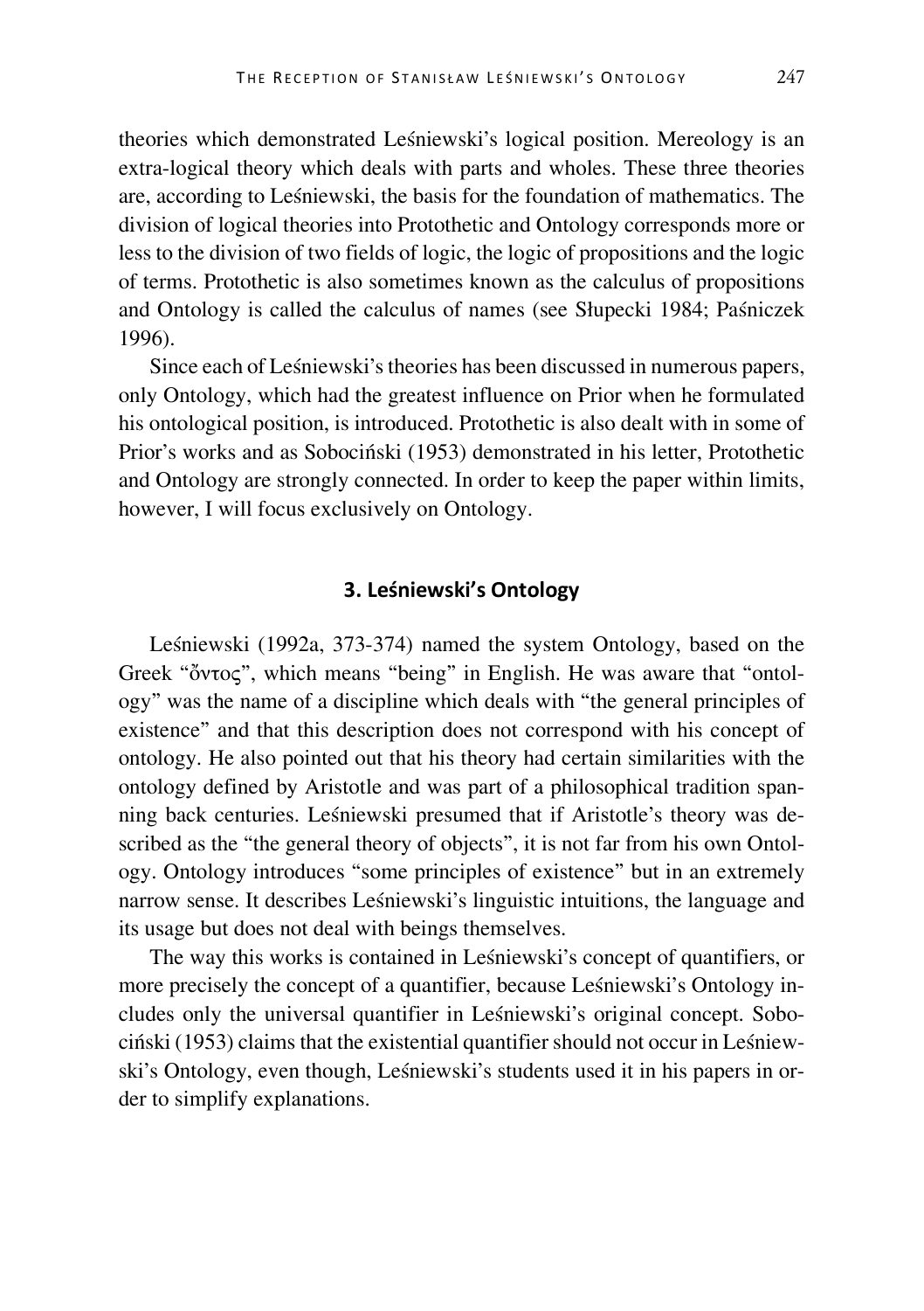theories which demonstrated Leśniewski's logical position. Mereology is an extra-logical theory which deals with parts and wholes. These three theories are, according to Leśniewski, the basis for the foundation of mathematics. The division of logical theories into Protothetic and Ontology corresponds more or less to the division of two fields of logic, the logic of propositions and the logic of terms. Protothetic is also sometimes known as the calculus of propositions and Ontology is called the calculus of names (see Słupecki 1984; Paśniczek 1996).

Since each of Leśniewski's theories has been discussed in numerous papers, only Ontology, which had the greatest influence on Prior when he formulated his ontological position, is introduced. Protothetic is also dealt with in some of Prior's works and as Sobociński (1953) demonstrated in his letter, Protothetic and Ontology are strongly connected. In order to keep the paper within limits, however, I will focus exclusively on Ontology.

## 3. Leśniewski's Ontology

Leśniewski (1992a, 373-374) named the system Ontology, based on the Greek "ὄντος", which means "being" in English. He was aware that "ontology" was the name of a discipline which deals with "the general principles of existence" and that this description does not correspond with his concept of ontology. He also pointed out that his theory had certain similarities with the ontology defined by Aristotle and was part of a philosophical tradition spanning back centuries. Leśniewski presumed that if Aristotle's theory was described as the "the general theory of objects", it is not far from his own Ontology. Ontology introduces "some principles of existence" but in an extremely narrow sense. It describes Leśniewski's linguistic intuitions, the language and its usage but does not deal with beings themselves.

The way this works is contained in Leśniewski's concept of quantifiers, or more precisely the concept of a quantifier, because Leśniewski's Ontology includes only the universal quantifier in Leśniewski's original concept. Sobociński (1953) claims that the existential quantifier should not occur in Leśniewski's Ontology, even though, Leśniewski's students used it in his papers in order to simplify explanations.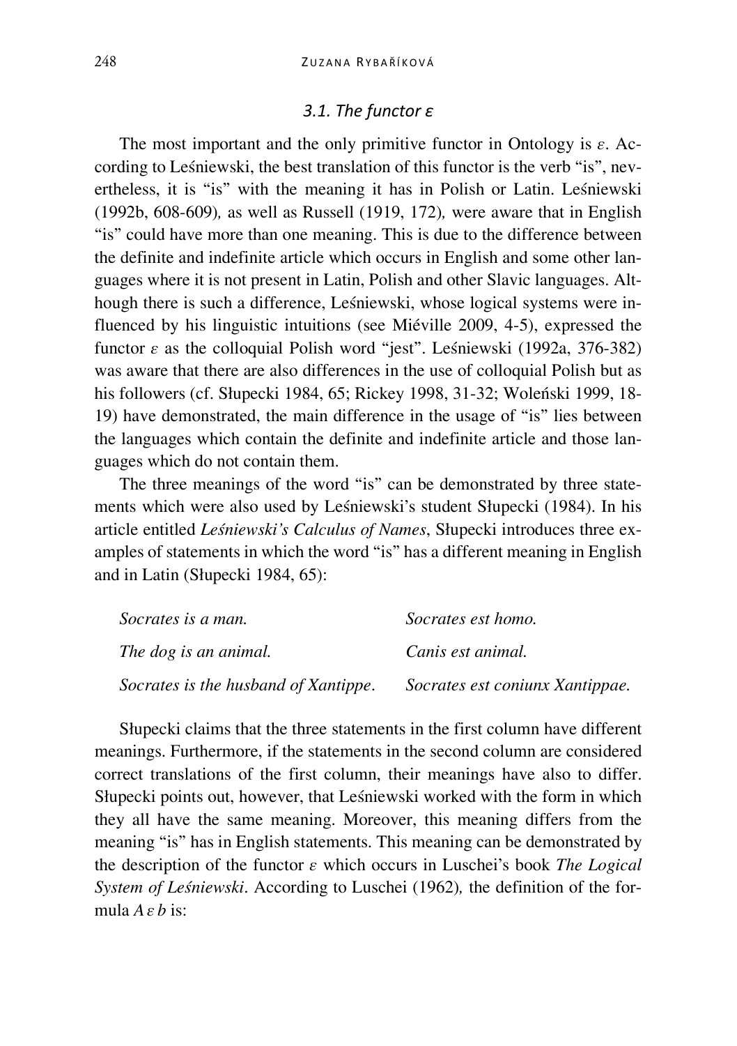### *3.1. The functor ε*

The most important and the only primitive functor in Ontology is $\varepsilon$. According to Leśniewski, the best translation of this functor is the verb "is", nevertheless, it is "is" with the meaning it has in Polish or Latin. Leśniewski (1992b, 608-609)*,* as well as Russell (1919, 172)*,* were aware that in English "is" could have more than one meaning. This is due to the difference between the definite and indefinite article which occurs in English and some other languages where it is not present in Latin, Polish and other Slavic languages. Although there is such a difference, Leśniewski, whose logical systems were influenced by his linguistic intuitions (see Miéville 2009, 4-5), expressed the functor $\varepsilon$ as the colloquial Polish word "jest". Leśniewski (1992a, 376-382) was aware that there are also differences in the use of colloquial Polish but as his followers (cf. Słupecki 1984, 65; Rickey 1998, 31-32; Woleński 1999, 18-19) have demonstrated, the main difference in the usage of "is" lies between the languages which contain the definite and indefinite article and those languages which do not contain them.

The three meanings of the word "is" can be demonstrated by three statements which were also used by Leśniewski's student Słupecki (1984). In his article entitled *Leśniewski's Calculus of Names*, Słupecki introduces three examples of statements in which the word "is" has a different meaning in English and in Latin (Słupecki 1984, 65):

| | |
|---|---|
| *Socrates is a man.* | *Socrates est homo.* |
| *The dog is an animal.* | *Canis est animal.* |
| *Socrates is the husband of Xantippe.* | *Socrates est coniunx Xantippae.* |

Słupecki claims that the three statements in the first column have different meanings. Furthermore, if the statements in the second column are considered correct translations of the first column, their meanings have also to differ. Słupecki points out, however, that Leśniewski worked with the form in which they all have the same meaning. Moreover, this meaning differs from the meaning "is" has in English statements. This meaning can be demonstrated by the description of the functor $\varepsilon$ which occurs in Luschei's book *The Logical System of Leśniewski*. According to Luschei (1962)*,* the definition of the formula $A\,\varepsilon\,b$ is: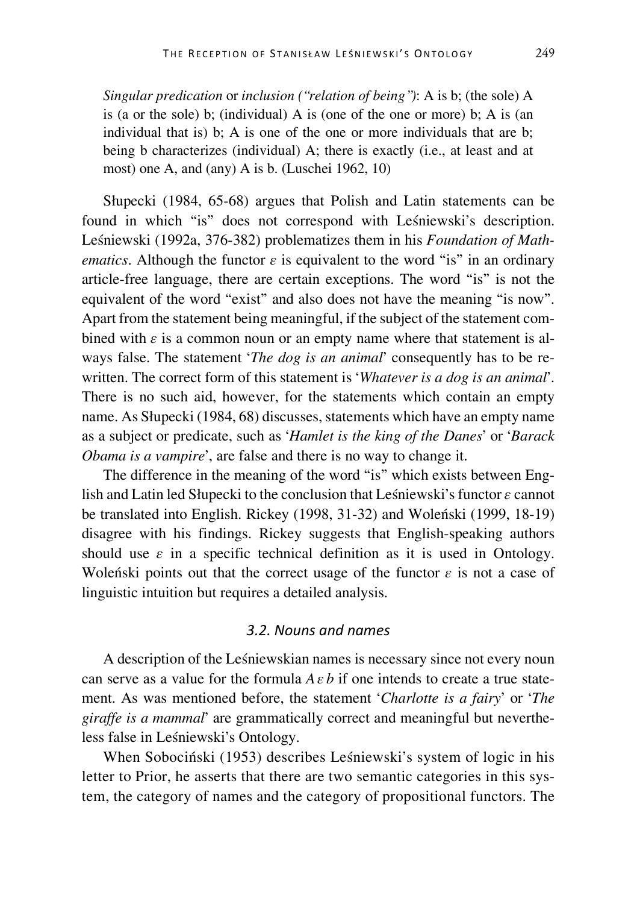*Singular predication* or *inclusion ("relation of being")*: A is b; (the sole) A is (a or the sole) b; (individual) A is (one of the one or more) b; A is (an individual that is) b; A is one of the one or more individuals that are b; being b characterizes (individual) A; there is exactly (i.e., at least and at most) one A, and (any) A is b. (Luschei 1962, 10)

Słupecki (1984, 65-68) argues that Polish and Latin statements can be found in which "is" does not correspond with Leśniewski's description. Leśniewski (1992a, 376-382) problematizes them in his *Foundation of Mathematics*. Although the functor $\varepsilon$ is equivalent to the word "is" in an ordinary article-free language, there are certain exceptions. The word "is" is not the equivalent of the word "exist" and also does not have the meaning "is now". Apart from the statement being meaningful, if the subject of the statement combined with $\varepsilon$ is a common noun or an empty name where that statement is always false. The statement '*The dog is an animal*' consequently has to be rewritten. The correct form of this statement is '*Whatever is a dog is an animal*'. There is no such aid, however, for the statements which contain an empty name. As Słupecki (1984, 68) discusses, statements which have an empty name as a subject or predicate, such as '*Hamlet is the king of the Danes*' or '*Barack Obama is a vampire*', are false and there is no way to change it.

The difference in the meaning of the word "is" which exists between English and Latin led Słupecki to the conclusion that Leśniewski's functor $\varepsilon$ cannot be translated into English. Rickey (1998, 31-32) and Woleński (1999, 18-19) disagree with his findings. Rickey suggests that English-speaking authors should use $\varepsilon$ in a specific technical definition as it is used in Ontology. Woleński points out that the correct usage of the functor $\varepsilon$ is not a case of linguistic intuition but requires a detailed analysis.

### *3.2. Nouns and names*

A description of the Leśniewskian names is necessary since not every noun can serve as a value for the formula $A \varepsilon b$ if one intends to create a true statement. As was mentioned before, the statement '*Charlotte is a fairy*' or '*The giraffe is a mammal*' are grammatically correct and meaningful but nevertheless false in Leśniewski's Ontology.

When Sobociński (1953) describes Leśniewski's system of logic in his letter to Prior, he asserts that there are two semantic categories in this system, the category of names and the category of propositional functors. The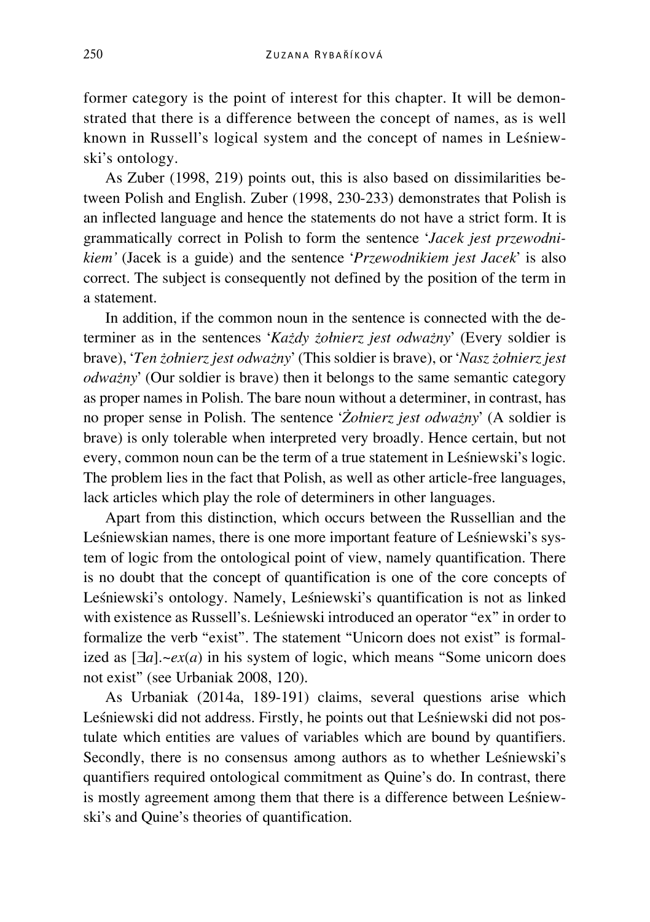former category is the point of interest for this chapter. It will be demonstrated that there is a difference between the concept of names, as is well known in Russell's logical system and the concept of names in Leśniewski's ontology.

As Zuber (1998, 219) points out, this is also based on dissimilarities between Polish and English. Zuber (1998, 230-233) demonstrates that Polish is an inflected language and hence the statements do not have a strict form. It is grammatically correct in Polish to form the sentence '*Jacek jest przewodnikiem'* (Jacek is a guide) and the sentence '*Przewodnikiem jest Jacek*' is also correct. The subject is consequently not defined by the position of the term in a statement.

In addition, if the common noun in the sentence is connected with the determiner as in the sentences '*Każdy żołnierz jest odważny*' (Every soldier is brave), '*Ten żołnierz jest odważny*' (This soldier is brave), or '*Nasz żołnierz jest odważny*' (Our soldier is brave) then it belongs to the same semantic category as proper names in Polish. The bare noun without a determiner, in contrast, has no proper sense in Polish. The sentence '*Żołnierz jest odważny*' (A soldier is brave) is only tolerable when interpreted very broadly. Hence certain, but not every, common noun can be the term of a true statement in Leśniewski's logic. The problem lies in the fact that Polish, as well as other article-free languages, lack articles which play the role of determiners in other languages.

Apart from this distinction, which occurs between the Russellian and the Leśniewskian names, there is one more important feature of Leśniewski's system of logic from the ontological point of view, namely quantification. There is no doubt that the concept of quantification is one of the core concepts of Leśniewski's ontology. Namely, Leśniewski's quantification is not as linked with existence as Russell's. Leśniewski introduced an operator "ex" in order to formalize the verb "exist". The statement "Unicorn does not exist" is formalized as $[\exists a].{\sim}ex(a)$ in his system of logic, which means "Some unicorn does not exist" (see Urbaniak 2008, 120).

As Urbaniak (2014a, 189-191) claims, several questions arise which Leśniewski did not address. Firstly, he points out that Leśniewski did not postulate which entities are values of variables which are bound by quantifiers. Secondly, there is no consensus among authors as to whether Leśniewski's quantifiers required ontological commitment as Quine's do. In contrast, there is mostly agreement among them that there is a difference between Leśniewski's and Quine's theories of quantification.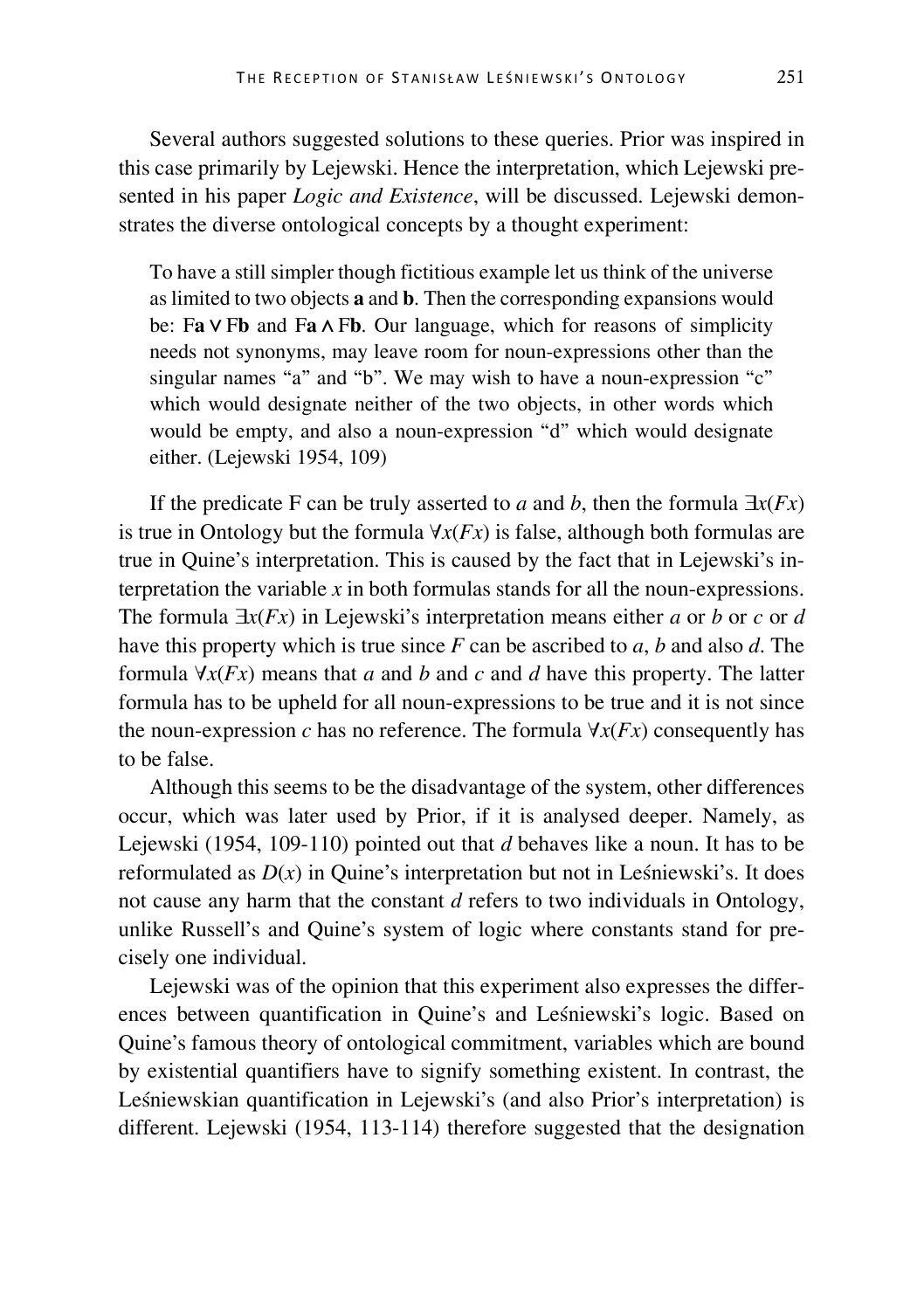Several authors suggested solutions to these queries. Prior was inspired in this case primarily by Lejewski. Hence the interpretation, which Lejewski presented in his paper *Logic and Existence*, will be discussed. Lejewski demonstrates the diverse ontological concepts by a thought experiment:

> To have a still simpler though fictitious example let us think of the universe as limited to two objects **a** and **b**. Then the corresponding expansions would be: F**a** ∨ F**b** and F**a** ∧ F**b**. Our language, which for reasons of simplicity needs not synonyms, may leave room for noun-expressions other than the singular names “a” and “b”. We may wish to have a noun-expression “c” which would designate neither of the two objects, in other words which would be empty, and also a noun-expression “d” which would designate either. (Lejewski 1954, 109)

If the predicate F can be truly asserted to *a* and *b*, then the formula $\exists x(Fx)$ is true in Ontology but the formula $\forall x(Fx)$ is false, although both formulas are true in Quine’s interpretation. This is caused by the fact that in Lejewski’s interpretation the variable *x* in both formulas stands for all the noun-expressions. The formula $\exists x(Fx)$ in Lejewski’s interpretation means either *a* or *b* or *c* or *d* have this property which is true since *F* can be ascribed to *a*, *b* and also *d*. The formula $\forall x(Fx)$ means that *a* and *b* and *c* and *d* have this property. The latter formula has to be upheld for all noun-expressions to be true and it is not since the noun-expression *c* has no reference. The formula $\forall x(Fx)$ consequently has to be false.

Although this seems to be the disadvantage of the system, other differences occur, which was later used by Prior, if it is analysed deeper. Namely, as Lejewski (1954, 109-110) pointed out that *d* behaves like a noun. It has to be reformulated as $D(x)$ in Quine’s interpretation but not in Leśniewski’s. It does not cause any harm that the constant *d* refers to two individuals in Ontology, unlike Russell’s and Quine’s system of logic where constants stand for precisely one individual.

Lejewski was of the opinion that this experiment also expresses the differences between quantification in Quine’s and Leśniewski’s logic. Based on Quine’s famous theory of ontological commitment, variables which are bound by existential quantifiers have to signify something existent. In contrast, the Leśniewskian quantification in Lejewski’s (and also Prior’s interpretation) is different. Lejewski (1954, 113-114) therefore suggested that the designation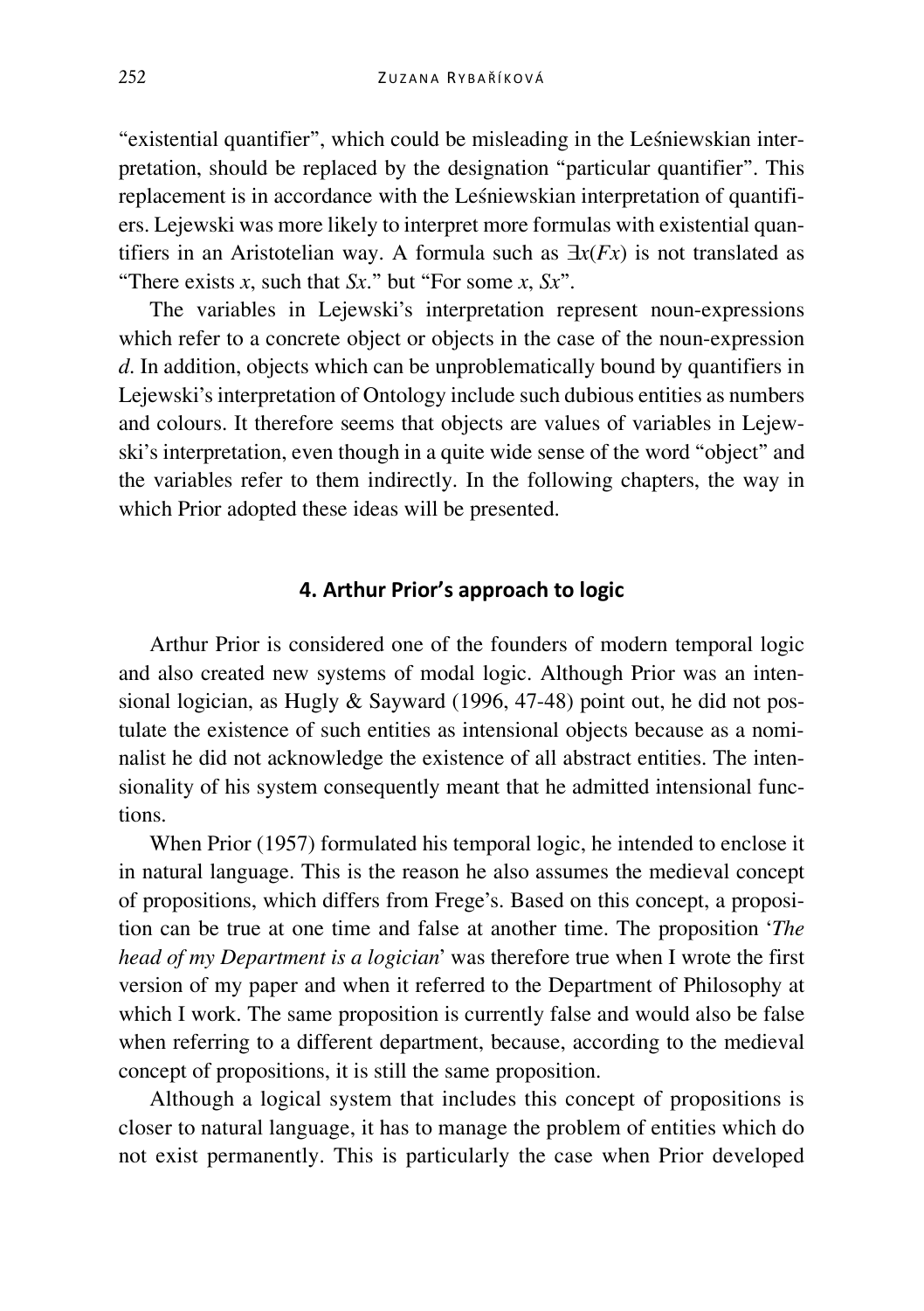"existential quantifier", which could be misleading in the Leśniewskian interpretation, should be replaced by the designation "particular quantifier". This replacement is in accordance with the Leśniewskian interpretation of quantifiers. Lejewski was more likely to interpret more formulas with existential quantifiers in an Aristotelian way. A formula such as $\exists x(Fx)$ is not translated as "There exists *x*, such that *Sx*." but "For some *x*, *Sx*".

The variables in Lejewski's interpretation represent noun-expressions which refer to a concrete object or objects in the case of the noun-expression *d*. In addition, objects which can be unproblematically bound by quantifiers in Lejewski's interpretation of Ontology include such dubious entities as numbers and colours. It therefore seems that objects are values of variables in Lejewski's interpretation, even though in a quite wide sense of the word "object" and the variables refer to them indirectly. In the following chapters, the way in which Prior adopted these ideas will be presented.

## 4. Arthur Prior's approach to logic

Arthur Prior is considered one of the founders of modern temporal logic and also created new systems of modal logic. Although Prior was an intensional logician, as Hugly & Sayward (1996, 47-48) point out, he did not postulate the existence of such entities as intensional objects because as a nominalist he did not acknowledge the existence of all abstract entities. The intensionality of his system consequently meant that he admitted intensional functions.

When Prior (1957) formulated his temporal logic, he intended to enclose it in natural language. This is the reason he also assumes the medieval concept of propositions, which differs from Frege's. Based on this concept, a proposition can be true at one time and false at another time. The proposition '*The head of my Department is a logician*' was therefore true when I wrote the first version of my paper and when it referred to the Department of Philosophy at which I work. The same proposition is currently false and would also be false when referring to a different department, because, according to the medieval concept of propositions, it is still the same proposition.

Although a logical system that includes this concept of propositions is closer to natural language, it has to manage the problem of entities which do not exist permanently. This is particularly the case when Prior developed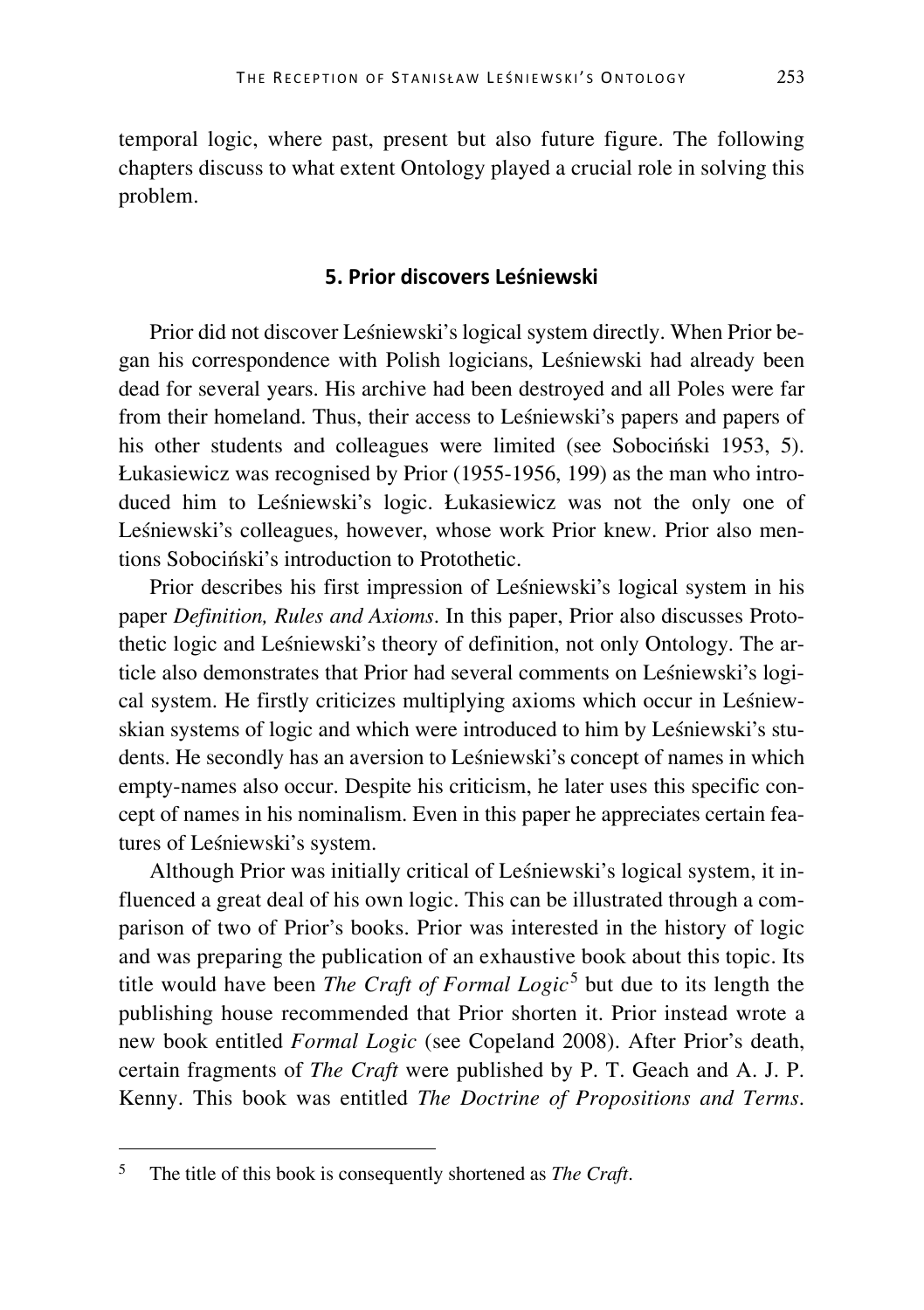temporal logic, where past, present but also future figure. The following chapters discuss to what extent Ontology played a crucial role in solving this problem.

## 5. Prior discovers Leśniewski

Prior did not discover Leśniewski's logical system directly. When Prior began his correspondence with Polish logicians, Leśniewski had already been dead for several years. His archive had been destroyed and all Poles were far from their homeland. Thus, their access to Leśniewski's papers and papers of his other students and colleagues were limited (see Sobociński 1953, 5). Łukasiewicz was recognised by Prior (1955-1956, 199) as the man who introduced him to Leśniewski's logic. Łukasiewicz was not the only one of Leśniewski's colleagues, however, whose work Prior knew. Prior also mentions Sobociński's introduction to Protothetic.

Prior describes his first impression of Leśniewski's logical system in his paper *Definition, Rules and Axioms*. In this paper, Prior also discusses Protothetic logic and Leśniewski's theory of definition, not only Ontology. The article also demonstrates that Prior had several comments on Leśniewski's logical system. He firstly criticizes multiplying axioms which occur in Leśniewskian systems of logic and which were introduced to him by Leśniewski's students. He secondly has an aversion to Leśniewski's concept of names in which empty-names also occur. Despite his criticism, he later uses this specific concept of names in his nominalism. Even in this paper he appreciates certain features of Leśniewski's system.

Although Prior was initially critical of Leśniewski's logical system, it influenced a great deal of his own logic. This can be illustrated through a comparison of two of Prior's books. Prior was interested in the history of logic and was preparing the publication of an exhaustive book about this topic. Its title would have been *The Craft of Formal Logic*[5] but due to its length the publishing house recommended that Prior shorten it. Prior instead wrote a new book entitled *Formal Logic* (see Copeland 2008). After Prior's death, certain fragments of *The Craft* were published by P. T. Geach and A. J. P. Kenny. This book was entitled *The Doctrine of Propositions and Terms*.

[5] The title of this book is consequently shortened as *The Craft*.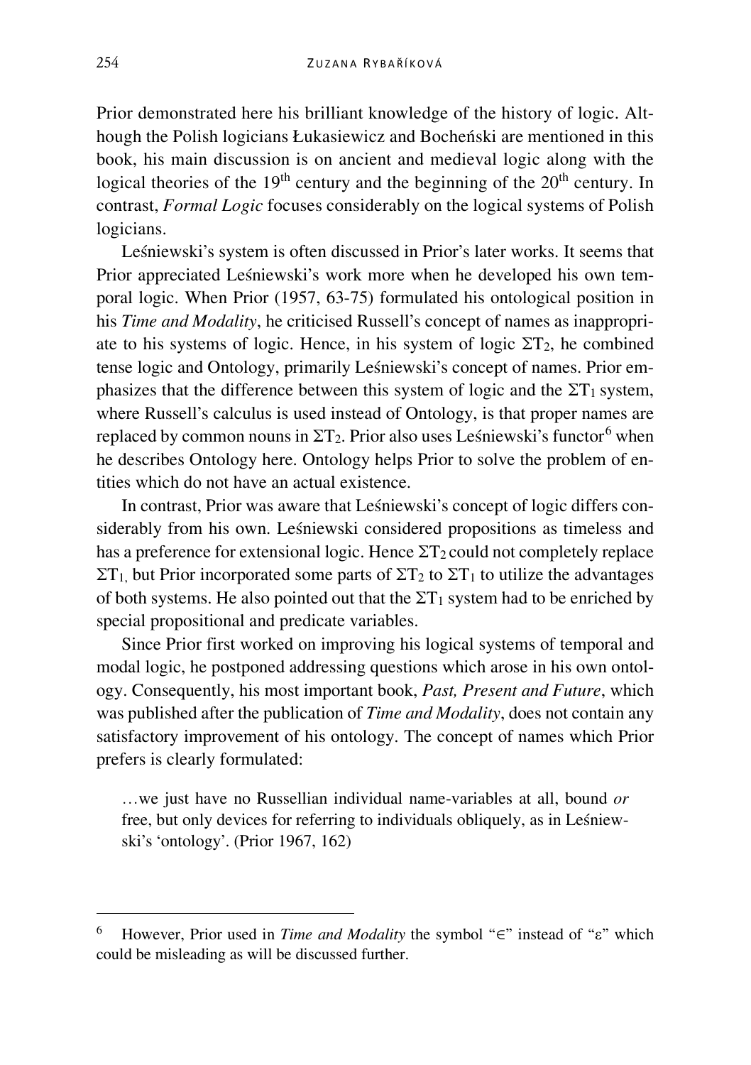Prior demonstrated here his brilliant knowledge of the history of logic. Although the Polish logicians Łukasiewicz and Bocheński are mentioned in this book, his main discussion is on ancient and medieval logic along with the logical theories of the $19^{th}$ century and the beginning of the $20^{th}$ century. In contrast, *Formal Logic* focuses considerably on the logical systems of Polish logicians.

Leśniewski's system is often discussed in Prior's later works. It seems that Prior appreciated Leśniewski's work more when he developed his own temporal logic. When Prior (1957, 63-75) formulated his ontological position in his *Time and Modality*, he criticised Russell's concept of names as inappropriate to his systems of logic. Hence, in his system of logic $\Sigma T_2$, he combined tense logic and Ontology, primarily Leśniewski's concept of names. Prior emphasizes that the difference between this system of logic and the $\Sigma T_1$ system, where Russell's calculus is used instead of Ontology, is that proper names are replaced by common nouns in $\Sigma T_2$. Prior also uses Leśniewski's functor[6] when he describes Ontology here. Ontology helps Prior to solve the problem of entities which do not have an actual existence.

In contrast, Prior was aware that Leśniewski's concept of logic differs considerably from his own. Leśniewski considered propositions as timeless and has a preference for extensional logic. Hence $\Sigma T_2$ could not completely replace $\Sigma T_1$, but Prior incorporated some parts of $\Sigma T_2$ to $\Sigma T_1$ to utilize the advantages of both systems. He also pointed out that the $\Sigma T_1$ system had to be enriched by special propositional and predicate variables.

Since Prior first worked on improving his logical systems of temporal and modal logic, he postponed addressing questions which arose in his own ontology. Consequently, his most important book, *Past, Present and Future*, which was published after the publication of *Time and Modality*, does not contain any satisfactory improvement of his ontology. The concept of names which Prior prefers is clearly formulated:

> …we just have no Russellian individual name-variables at all, bound *or* free, but only devices for referring to individuals obliquely, as in Leśniewski's 'ontology'. (Prior 1967, 162)

---

[6] However, Prior used in *Time and Modality* the symbol "∈" instead of "ε" which could be misleading as will be discussed further.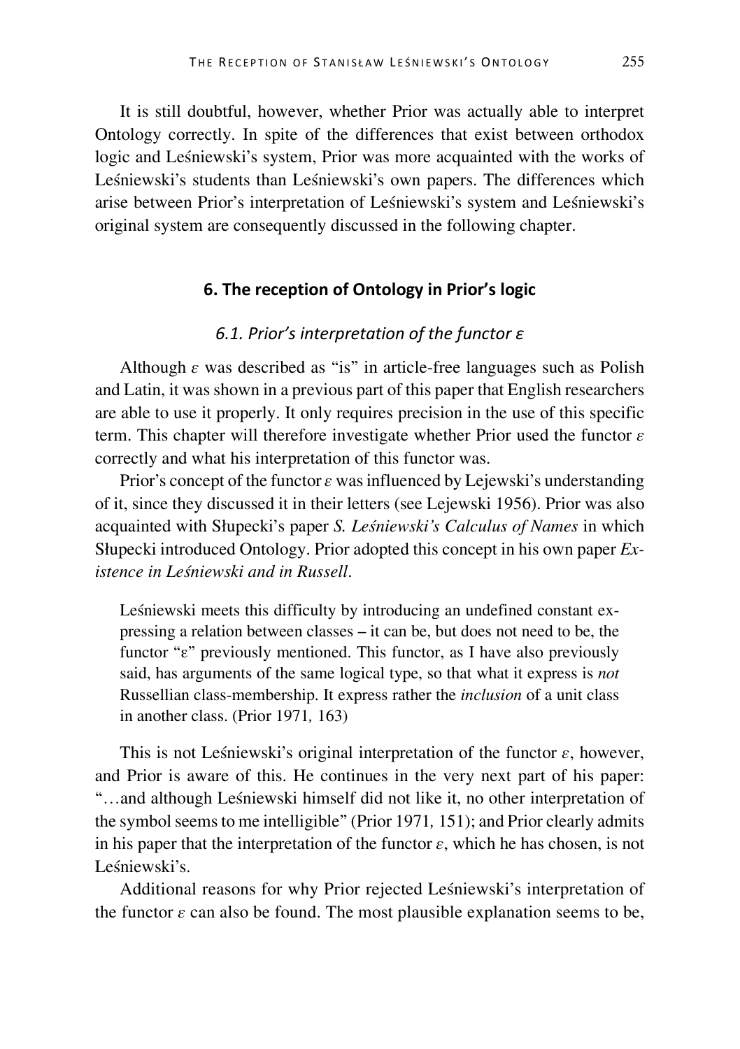It is still doubtful, however, whether Prior was actually able to interpret Ontology correctly. In spite of the differences that exist between orthodox logic and Leśniewski's system, Prior was more acquainted with the works of Leśniewski's students than Leśniewski's own papers. The differences which arise between Prior's interpretation of Leśniewski's system and Leśniewski's original system are consequently discussed in the following chapter.

## 6. The reception of Ontology in Prior's logic

### *6.1. Prior's interpretation of the functor ε*

Although *ε* was described as "is" in article-free languages such as Polish and Latin, it was shown in a previous part of this paper that English researchers are able to use it properly. It only requires precision in the use of this specific term. This chapter will therefore investigate whether Prior used the functor *ε* correctly and what his interpretation of this functor was.

Prior's concept of the functor *ε* was influenced by Lejewski's understanding of it, since they discussed it in their letters (see Lejewski 1956). Prior was also acquainted with Słupecki's paper *S. Leśniewski's Calculus of Names* in which Słupecki introduced Ontology. Prior adopted this concept in his own paper *Existence in Leśniewski and in Russell*.

> Leśniewski meets this difficulty by introducing an undefined constant expressing a relation between classes – it can be, but does not need to be, the functor "ε" previously mentioned. This functor, as I have also previously said, has arguments of the same logical type, so that what it express is *not* Russellian class-membership. It express rather the *inclusion* of a unit class in another class. (Prior 1971*,* 163)

This is not Leśniewski's original interpretation of the functor *ε*, however, and Prior is aware of this. He continues in the very next part of his paper: "…and although Leśniewski himself did not like it, no other interpretation of the symbol seems to me intelligible" (Prior 1971*,* 151); and Prior clearly admits in his paper that the interpretation of the functor *ε*, which he has chosen, is not Leśniewski's.

Additional reasons for why Prior rejected Leśniewski's interpretation of the functor *ε* can also be found. The most plausible explanation seems to be,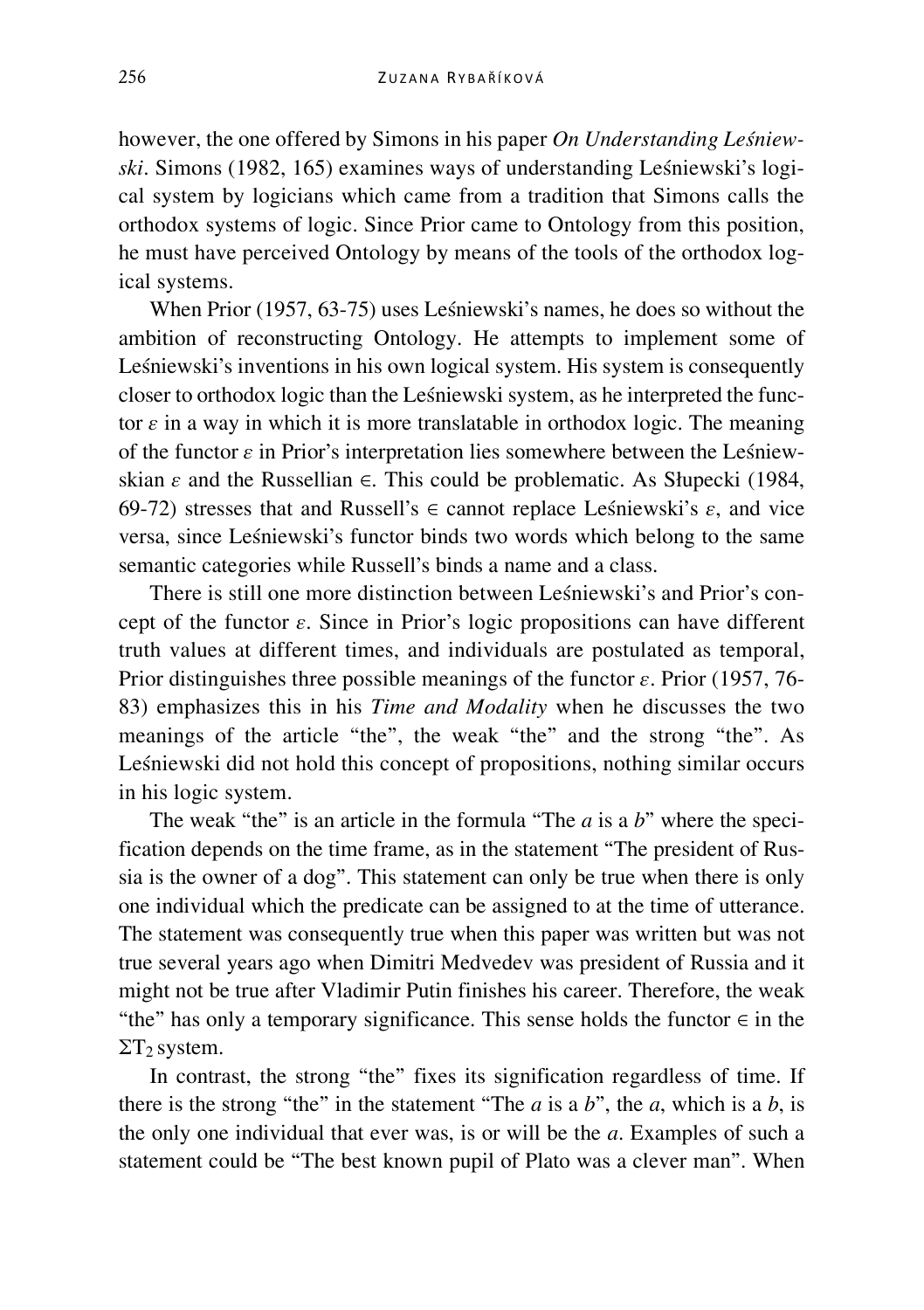however, the one offered by Simons in his paper *On Understanding Leśniewski*. Simons (1982, 165) examines ways of understanding Leśniewski's logical system by logicians which came from a tradition that Simons calls the orthodox systems of logic. Since Prior came to Ontology from this position, he must have perceived Ontology by means of the tools of the orthodox logical systems.

When Prior (1957, 63-75) uses Leśniewski's names, he does so without the ambition of reconstructing Ontology. He attempts to implement some of Leśniewski's inventions in his own logical system. His system is consequently closer to orthodox logic than the Leśniewski system, as he interpreted the functor $\varepsilon$ in a way in which it is more translatable in orthodox logic. The meaning of the functor $\varepsilon$ in Prior's interpretation lies somewhere between the Leśniewskian $\varepsilon$ and the Russellian $\in$. This could be problematic. As Słupecki (1984, 69-72) stresses that and Russell's $\in$ cannot replace Leśniewski's $\varepsilon$, and vice versa, since Leśniewski's functor binds two words which belong to the same semantic categories while Russell's binds a name and a class.

There is still one more distinction between Leśniewski's and Prior's concept of the functor $\varepsilon$. Since in Prior's logic propositions can have different truth values at different times, and individuals are postulated as temporal, Prior distinguishes three possible meanings of the functor $\varepsilon$. Prior (1957, 76-83) emphasizes this in his *Time and Modality* when he discusses the two meanings of the article "the", the weak "the" and the strong "the". As Leśniewski did not hold this concept of propositions, nothing similar occurs in his logic system.

The weak "the" is an article in the formula "The *a* is a *b*" where the specification depends on the time frame, as in the statement "The president of Russia is the owner of a dog". This statement can only be true when there is only one individual which the predicate can be assigned to at the time of utterance. The statement was consequently true when this paper was written but was not true several years ago when Dimitri Medvedev was president of Russia and it might not be true after Vladimir Putin finishes his career. Therefore, the weak "the" has only a temporary significance. This sense holds the functor $\in$ in the $\Sigma T_2$ system.

In contrast, the strong "the" fixes its signification regardless of time. If there is the strong "the" in the statement "The *a* is a *b*", the *a*, which is a *b*, is the only one individual that ever was, is or will be the *a*. Examples of such a statement could be "The best known pupil of Plato was a clever man". When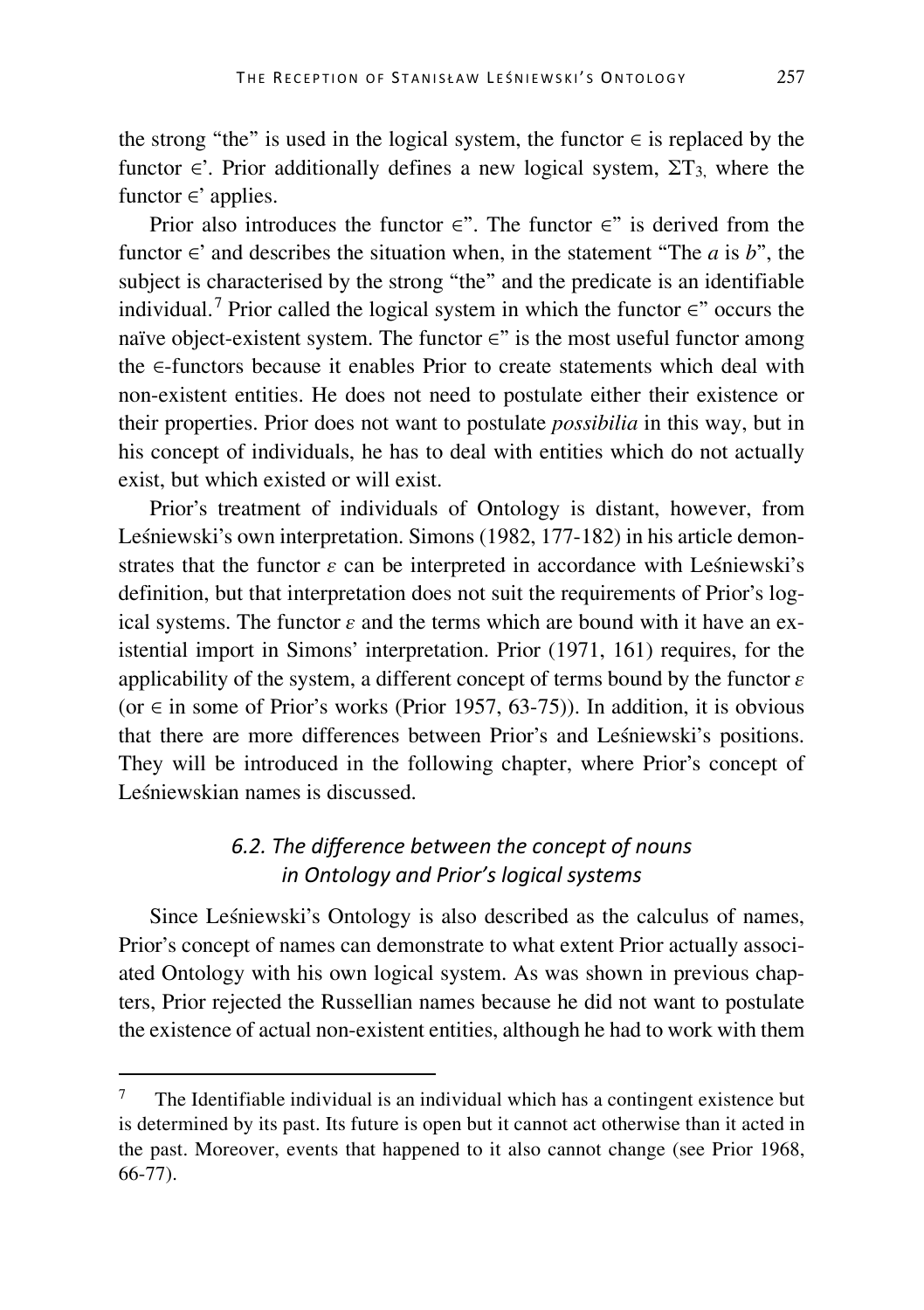the strong "the" is used in the logical system, the functor ∈ is replaced by the functor ∈'. Prior additionally defines a new logical system, $\Sigma T_3$, where the functor ∈' applies.

Prior also introduces the functor ∈". The functor ∈" is derived from the functor ∈' and describes the situation when, in the statement "The *a* is *b*", the subject is characterised by the strong "the" and the predicate is an identifiable individual.[7] Prior called the logical system in which the functor ∈" occurs the naïve object-existent system. The functor ∈" is the most useful functor among the ∈-functors because it enables Prior to create statements which deal with non-existent entities. He does not need to postulate either their existence or their properties. Prior does not want to postulate *possibilia* in this way, but in his concept of individuals, he has to deal with entities which do not actually exist, but which existed or will exist.

Prior's treatment of individuals of Ontology is distant, however, from Leśniewski's own interpretation. Simons (1982, 177-182) in his article demonstrates that the functor *ε* can be interpreted in accordance with Leśniewski's definition, but that interpretation does not suit the requirements of Prior's logical systems. The functor *ε* and the terms which are bound with it have an existential import in Simons' interpretation. Prior (1971, 161) requires, for the applicability of the system, a different concept of terms bound by the functor *ε* (or ∈ in some of Prior's works (Prior 1957, 63-75)). In addition, it is obvious that there are more differences between Prior's and Leśniewski's positions. They will be introduced in the following chapter, where Prior's concept of Leśniewskian names is discussed.

### *6.2. The difference between the concept of nouns in Ontology and Prior's logical systems*

Since Leśniewski's Ontology is also described as the calculus of names, Prior's concept of names can demonstrate to what extent Prior actually associated Ontology with his own logical system. As was shown in previous chapters, Prior rejected the Russellian names because he did not want to postulate the existence of actual non-existent entities, although he had to work with them

[7] The Identifiable individual is an individual which has a contingent existence but is determined by its past. Its future is open but it cannot act otherwise than it acted in the past. Moreover, events that happened to it also cannot change (see Prior 1968, 66-77).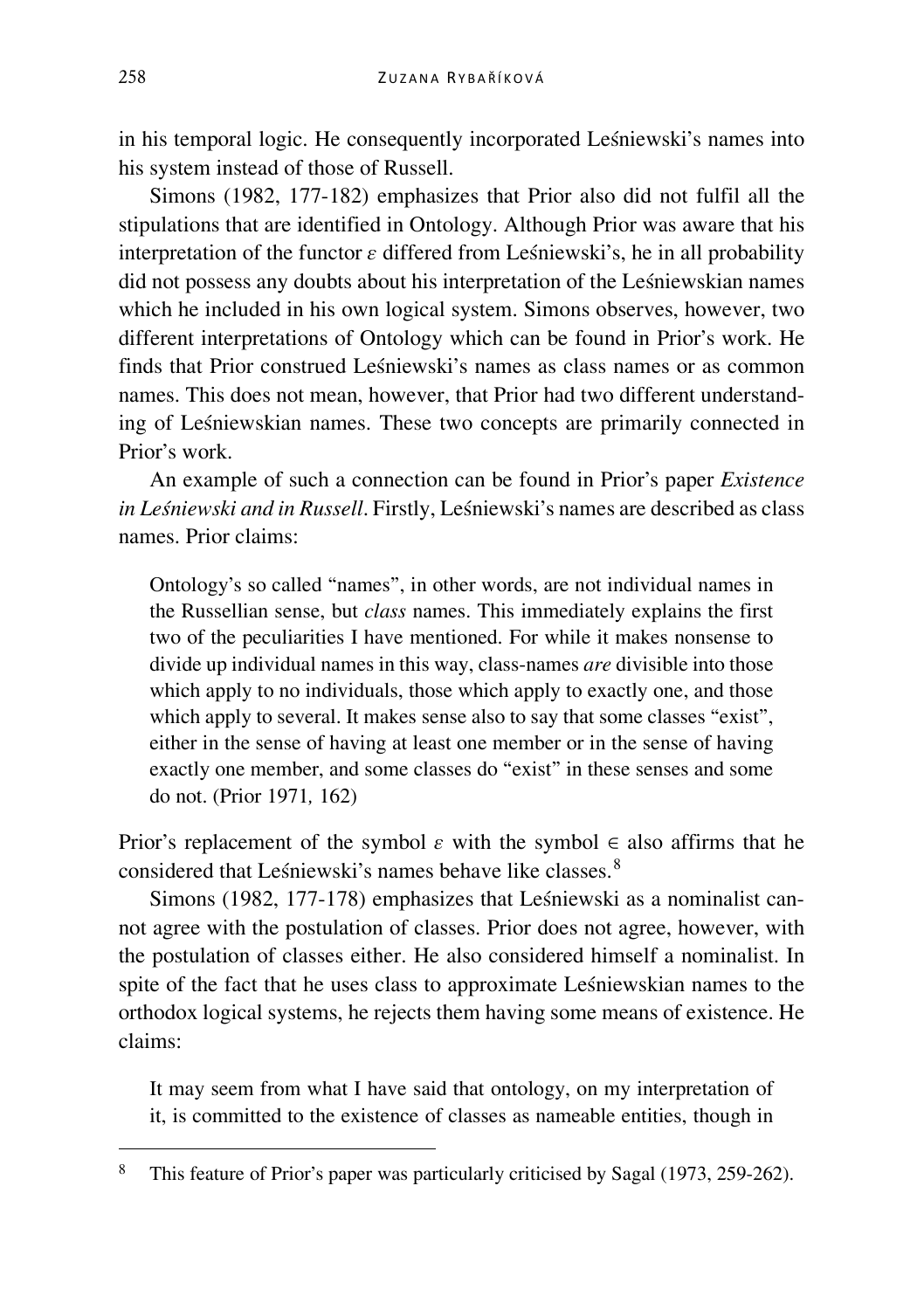in his temporal logic. He consequently incorporated Leśniewski's names into his system instead of those of Russell.

Simons (1982, 177-182) emphasizes that Prior also did not fulfil all the stipulations that are identified in Ontology. Although Prior was aware that his interpretation of the functor $\varepsilon$ differed from Leśniewski's, he in all probability did not possess any doubts about his interpretation of the Leśniewskian names which he included in his own logical system. Simons observes, however, two different interpretations of Ontology which can be found in Prior's work. He finds that Prior construed Leśniewski's names as class names or as common names. This does not mean, however, that Prior had two different understanding of Leśniewskian names. These two concepts are primarily connected in Prior's work.

An example of such a connection can be found in Prior's paper *Existence in Leśniewski and in Russell*. Firstly, Leśniewski's names are described as class names. Prior claims:

> Ontology's so called "names", in other words, are not individual names in the Russellian sense, but *class* names. This immediately explains the first two of the peculiarities I have mentioned. For while it makes nonsense to divide up individual names in this way, class-names *are* divisible into those which apply to no individuals, those which apply to exactly one, and those which apply to several. It makes sense also to say that some classes "exist", either in the sense of having at least one member or in the sense of having exactly one member, and some classes do "exist" in these senses and some do not. (Prior 1971, 162)

Prior's replacement of the symbol $\varepsilon$ with the symbol $\in$ also affirms that he considered that Leśniewski's names behave like classes.[8]

Simons (1982, 177-178) emphasizes that Leśniewski as a nominalist cannot agree with the postulation of classes. Prior does not agree, however, with the postulation of classes either. He also considered himself a nominalist. In spite of the fact that he uses class to approximate Leśniewskian names to the orthodox logical systems, he rejects them having some means of existence. He claims:

> It may seem from what I have said that ontology, on my interpretation of it, is committed to the existence of classes as nameable entities, though in

---

[8] This feature of Prior's paper was particularly criticised by Sagal (1973, 259-262).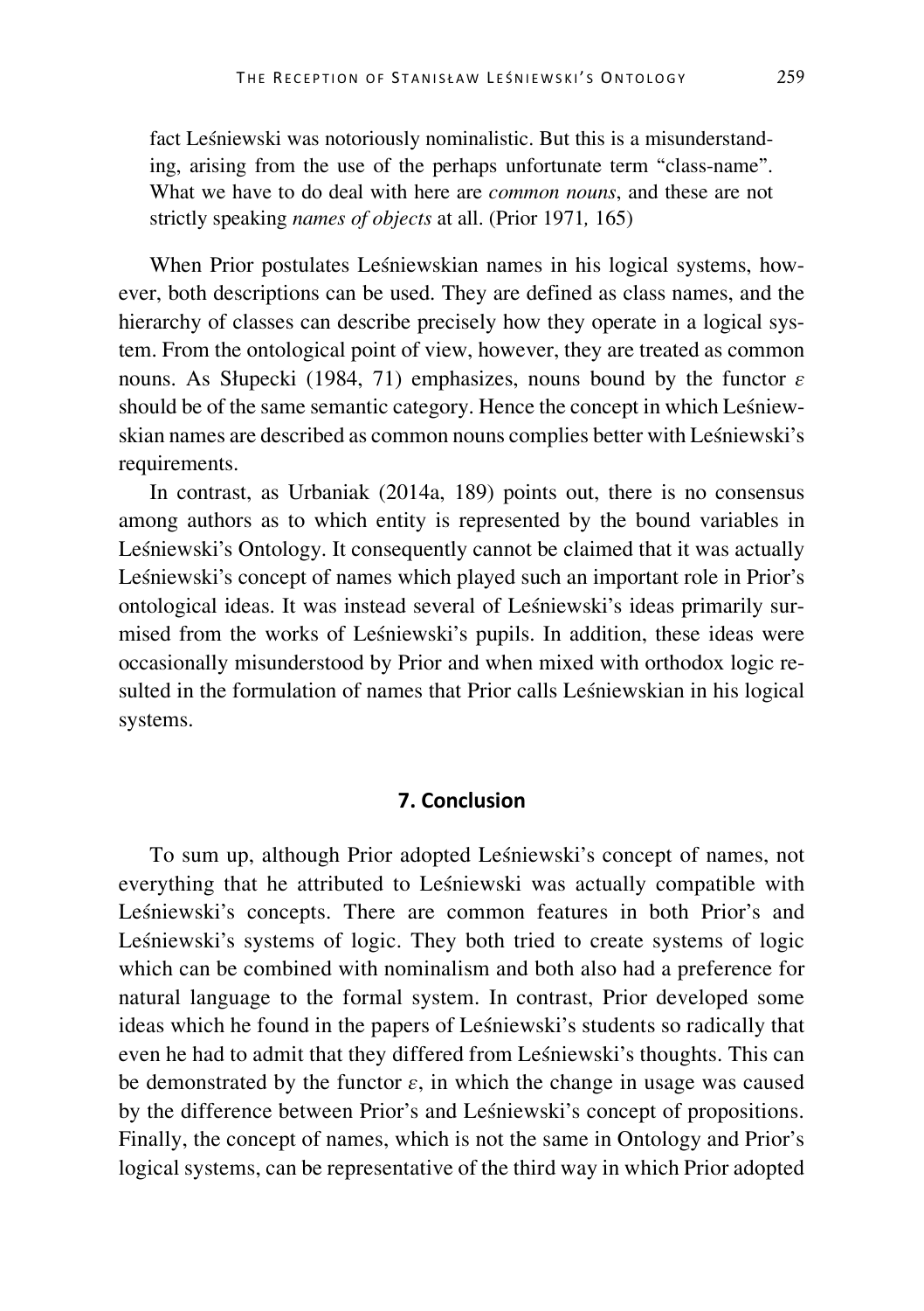fact Leśniewski was notoriously nominalistic. But this is a misunderstanding, arising from the use of the perhaps unfortunate term "class-name". What we have to do deal with here are *common nouns*, and these are not strictly speaking *names of objects* at all. (Prior 1971, 165)

When Prior postulates Leśniewskian names in his logical systems, however, both descriptions can be used. They are defined as class names, and the hierarchy of classes can describe precisely how they operate in a logical system. From the ontological point of view, however, they are treated as common nouns. As Słupecki (1984, 71) emphasizes, nouns bound by the functor $\varepsilon$ should be of the same semantic category. Hence the concept in which Leśniewskian names are described as common nouns complies better with Leśniewski's requirements.

In contrast, as Urbaniak (2014a, 189) points out, there is no consensus among authors as to which entity is represented by the bound variables in Leśniewski's Ontology. It consequently cannot be claimed that it was actually Leśniewski's concept of names which played such an important role in Prior's ontological ideas. It was instead several of Leśniewski's ideas primarily surmised from the works of Leśniewski's pupils. In addition, these ideas were occasionally misunderstood by Prior and when mixed with orthodox logic resulted in the formulation of names that Prior calls Leśniewskian in his logical systems.

## 7. Conclusion

To sum up, although Prior adopted Leśniewski's concept of names, not everything that he attributed to Leśniewski was actually compatible with Leśniewski's concepts. There are common features in both Prior's and Leśniewski's systems of logic. They both tried to create systems of logic which can be combined with nominalism and both also had a preference for natural language to the formal system. In contrast, Prior developed some ideas which he found in the papers of Leśniewski's students so radically that even he had to admit that they differed from Leśniewski's thoughts. This can be demonstrated by the functor $\varepsilon$, in which the change in usage was caused by the difference between Prior's and Leśniewski's concept of propositions. Finally, the concept of names, which is not the same in Ontology and Prior's logical systems, can be representative of the third way in which Prior adopted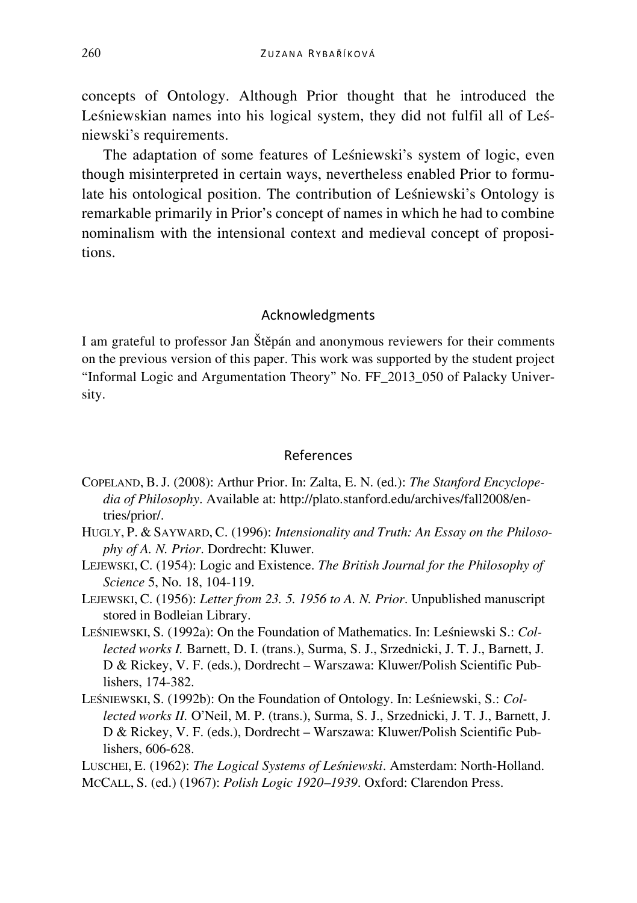concepts of Ontology. Although Prior thought that he introduced the Leśniewskian names into his logical system, they did not fulfil all of Leśniewski's requirements.

The adaptation of some features of Leśniewski's system of logic, even though misinterpreted in certain ways, nevertheless enabled Prior to formulate his ontological position. The contribution of Leśniewski's Ontology is remarkable primarily in Prior's concept of names in which he had to combine nominalism with the intensional context and medieval concept of propositions.

## Acknowledgments

I am grateful to professor Jan Štěpán and anonymous reviewers for their comments on the previous version of this paper. This work was supported by the student project "Informal Logic and Argumentation Theory" No. FF_2013_050 of Palacky University.

## References

COPELAND, B. J. (2008): Arthur Prior. In: Zalta, E. N. (ed.): *The Stanford Encyclopedia of Philosophy*. Available at: http://plato.stanford.edu/archives/fall2008/entries/prior/.

HUGLY, P. & SAYWARD, C. (1996): *Intensionality and Truth: An Essay on the Philosophy of A. N. Prior*. Dordrecht: Kluwer.

LEJEWSKI, C. (1954): Logic and Existence. *The British Journal for the Philosophy of Science* 5, No. 18, 104-119.

LEJEWSKI, C. (1956): *Letter from 23. 5. 1956 to A. N. Prior*. Unpublished manuscript stored in Bodleian Library.

LEŚNIEWSKI, S. (1992a): On the Foundation of Mathematics. In: Leśniewski S.: *Collected works I.* Barnett, D. I. (trans.), Surma, S. J., Srzednicki, J. T. J., Barnett, J. D & Rickey, V. F. (eds.), Dordrecht – Warszawa: Kluwer/Polish Scientific Publishers, 174-382.

LEŚNIEWSKI, S. (1992b): On the Foundation of Ontology. In: Leśniewski, S.: *Collected works II.* O'Neil, M. P. (trans.), Surma, S. J., Srzednicki, J. T. J., Barnett, J. D & Rickey, V. F. (eds.), Dordrecht – Warszawa: Kluwer/Polish Scientific Publishers, 606-628.

LUSCHEI, E. (1962): *The Logical Systems of Leśniewski*. Amsterdam: North-Holland.

MCCALL, S. (ed.) (1967): *Polish Logic 1920–1939*. Oxford: Clarendon Press.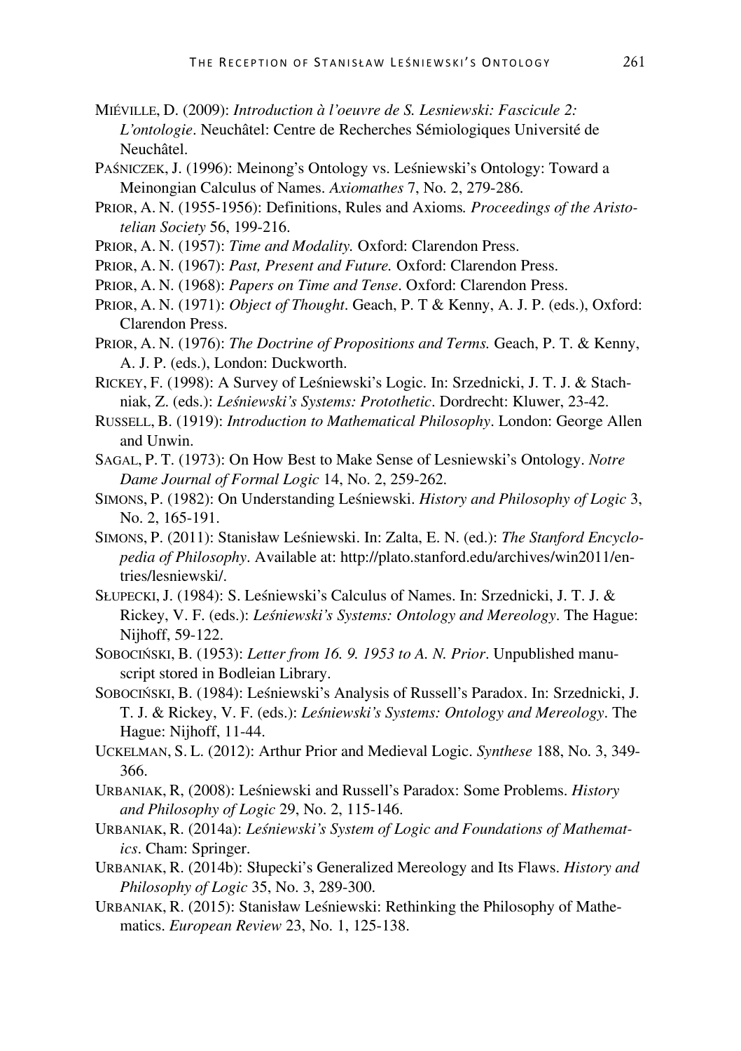MIÉVILLE, D. (2009): *Introduction à l'oeuvre de S. Lesniewski: Fascicule 2: L'ontologie*. Neuchâtel: Centre de Recherches Sémiologiques Université de Neuchâtel.

PAŚNICZEK, J. (1996): Meinong's Ontology vs. Leśniewski's Ontology: Toward a Meinongian Calculus of Names. *Axiomathes* 7, No. 2, 279-286.

PRIOR, A. N. (1955-1956): Definitions, Rules and Axioms*. Proceedings of the Aristotelian Society* 56, 199-216.

PRIOR, A. N. (1957): *Time and Modality.* Oxford: Clarendon Press.

PRIOR, A. N. (1967): *Past, Present and Future.* Oxford: Clarendon Press.

PRIOR, A. N. (1968): *Papers on Time and Tense*. Oxford: Clarendon Press.

PRIOR, A. N. (1971): *Object of Thought*. Geach, P. T & Kenny, A. J. P. (eds.), Oxford: Clarendon Press.

PRIOR, A. N. (1976): *The Doctrine of Propositions and Terms.* Geach, P. T. & Kenny, A. J. P. (eds.), London: Duckworth.

RICKEY, F. (1998): A Survey of Leśniewski's Logic. In: Srzednicki, J. T. J. & Stachniak, Z. (eds.): *Leśniewski's Systems: Protothetic*. Dordrecht: Kluwer, 23-42.

RUSSELL, B. (1919): *Introduction to Mathematical Philosophy*. London: George Allen and Unwin.

SAGAL, P. T. (1973): On How Best to Make Sense of Lesniewski's Ontology. *Notre Dame Journal of Formal Logic* 14, No. 2, 259-262.

SIMONS, P. (1982): On Understanding Leśniewski. *History and Philosophy of Logic* 3, No. 2, 165-191.

SIMONS, P. (2011): Stanisław Leśniewski. In: Zalta, E. N. (ed.): *The Stanford Encyclopedia of Philosophy*. Available at: http://plato.stanford.edu/archives/win2011/entries/lesniewski/.

SŁUPECKI, J. (1984): S. Leśniewski's Calculus of Names. In: Srzednicki, J. T. J. & Rickey, V. F. (eds.): *Leśniewski's Systems: Ontology and Mereology*. The Hague: Nijhoff, 59-122.

SOBOCIŃSKI, B. (1953): *Letter from 16. 9. 1953 to A. N. Prior*. Unpublished manuscript stored in Bodleian Library.

SOBOCIŃSKI, B. (1984): Leśniewski's Analysis of Russell's Paradox. In: Srzednicki, J. T. J. & Rickey, V. F. (eds.): *Leśniewski's Systems: Ontology and Mereology*. The Hague: Nijhoff, 11-44.

UCKELMAN, S. L. (2012): Arthur Prior and Medieval Logic. *Synthese* 188, No. 3, 349-366.

URBANIAK, R, (2008): Leśniewski and Russell's Paradox: Some Problems. *History and Philosophy of Logic* 29, No. 2, 115-146.

URBANIAK, R. (2014a): *Leśniewski's System of Logic and Foundations of Mathematics*. Cham: Springer.

URBANIAK, R. (2014b): Słupecki's Generalized Mereology and Its Flaws. *History and Philosophy of Logic* 35, No. 3, 289-300.

URBANIAK, R. (2015): Stanisław Leśniewski: Rethinking the Philosophy of Mathematics. *European Review* 23, No. 1, 125-138.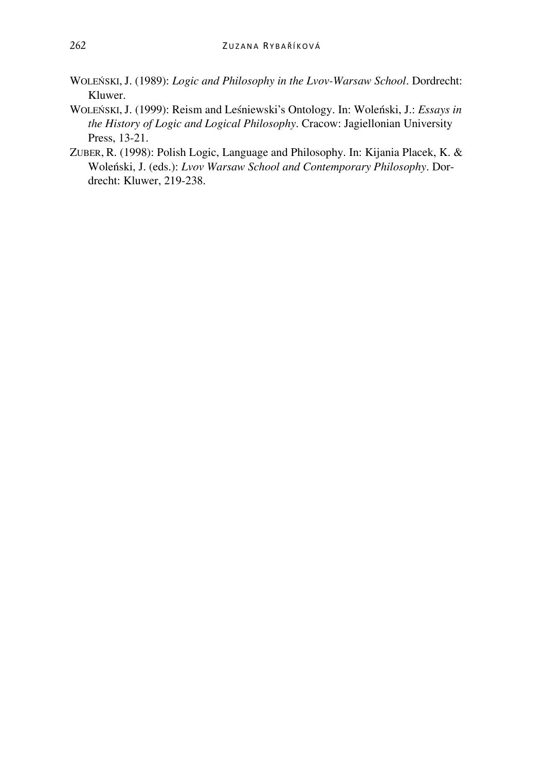WOLEŃSKI, J. (1989): *Logic and Philosophy in the Lvov-Warsaw School*. Dordrecht: Kluwer.

WOLEŃSKI, J. (1999): Reism and Leśniewski's Ontology. In: Woleński, J.: *Essays in the History of Logic and Logical Philosophy*. Cracow: Jagiellonian University Press, 13-21.

ZUBER, R. (1998): Polish Logic, Language and Philosophy. In: Kijania Placek, K. & Woleński, J. (eds.): *Lvov Warsaw School and Contemporary Philosophy*. Dordrecht: Kluwer, 219-238.